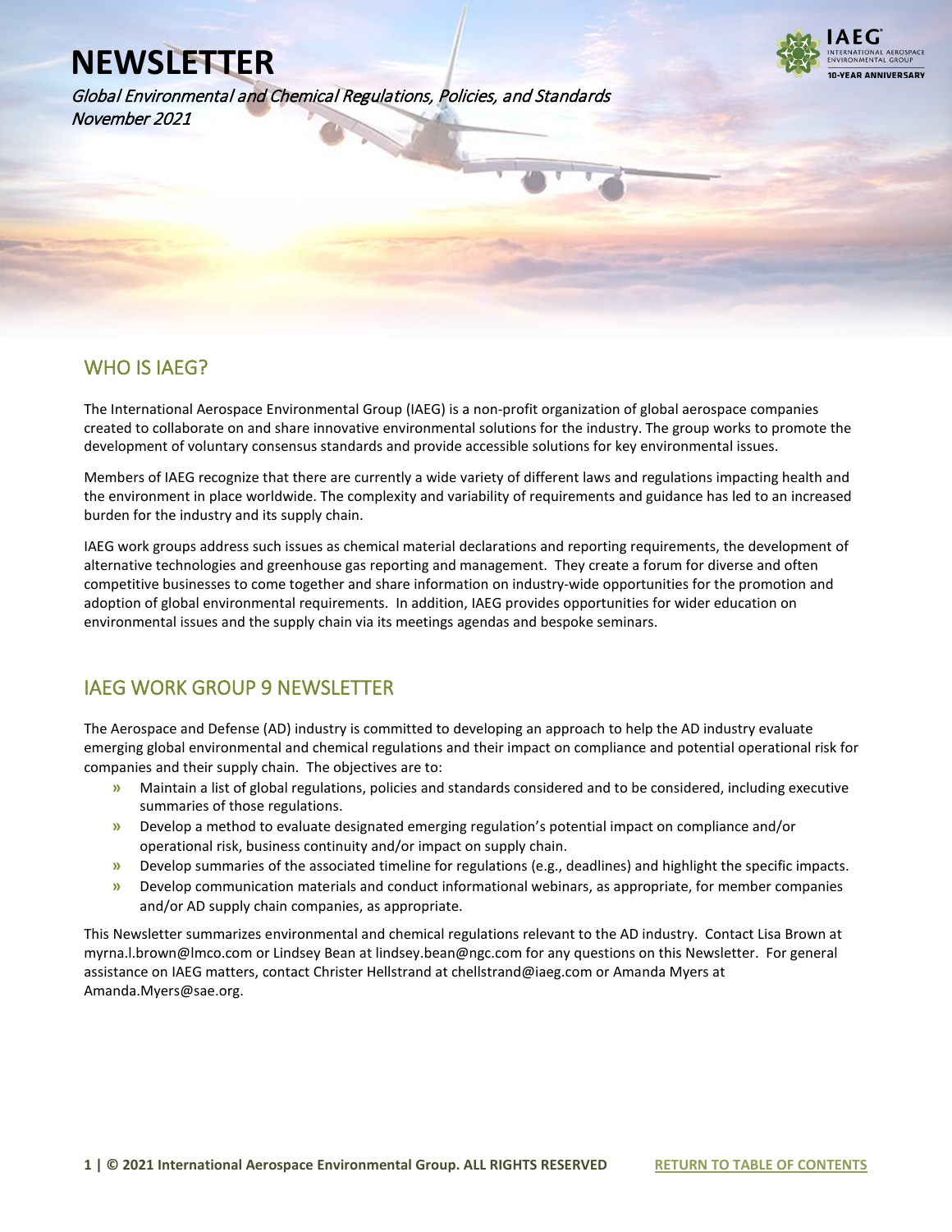# NEWSLETTER

*Global Environmental and Chemical Regulations, Policies, and Standards*
*November 2021*

## WHO IS IAEG?

The International Aerospace Environmental Group (IAEG) is a non-profit organization of global aerospace companies created to collaborate on and share innovative environmental solutions for the industry. The group works to promote the development of voluntary consensus standards and provide accessible solutions for key environmental issues.

Members of IAEG recognize that there are currently a wide variety of different laws and regulations impacting health and the environment in place worldwide. The complexity and variability of requirements and guidance has led to an increased burden for the industry and its supply chain.

IAEG work groups address such issues as chemical material declarations and reporting requirements, the development of alternative technologies and greenhouse gas reporting and management. They create a forum for diverse and often competitive businesses to come together and share information on industry-wide opportunities for the promotion and adoption of global environmental requirements. In addition, IAEG provides opportunities for wider education on environmental issues and the supply chain via its meetings agendas and bespoke seminars.

## IAEG WORK GROUP 9 NEWSLETTER

The Aerospace and Defense (AD) industry is committed to developing an approach to help the AD industry evaluate emerging global environmental and chemical regulations and their impact on compliance and potential operational risk for companies and their supply chain. The objectives are to:

- Maintain a list of global regulations, policies and standards considered and to be considered, including executive summaries of those regulations.
- Develop a method to evaluate designated emerging regulation's potential impact on compliance and/or operational risk, business continuity and/or impact on supply chain.
- Develop summaries of the associated timeline for regulations (e.g., deadlines) and highlight the specific impacts.
- Develop communication materials and conduct informational webinars, as appropriate, for member companies and/or AD supply chain companies, as appropriate.

This Newsletter summarizes environmental and chemical regulations relevant to the AD industry. Contact Lisa Brown at myrna.l.brown@lmco.com or Lindsey Bean at lindsey.bean@ngc.com for any questions on this Newsletter. For general assistance on IAEG matters, contact Christer Hellstrand at chellstrand@iaeg.com or Amanda Myers at Amanda.Myers@sae.org.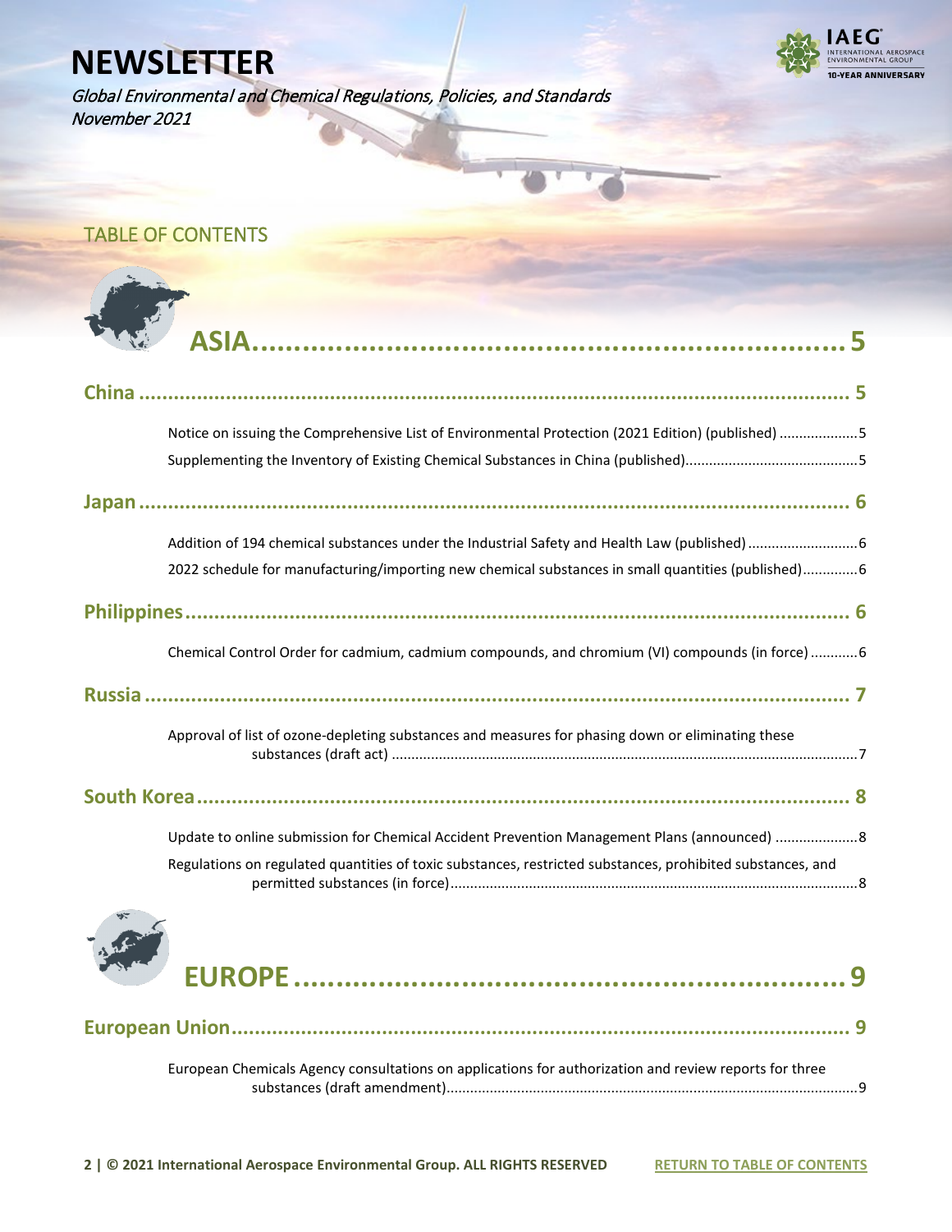# NEWSLETTER

*Global Environmental and Chemical Regulations, Policies, and Standards*
*November 2021*

## TABLE OF CONTENTS

## ASIA .......... 5

### China .......... 5

- Notice on issuing the Comprehensive List of Environmental Protection (2021 Edition) (published) .......... 5
- Supplementing the Inventory of Existing Chemical Substances in China (published) .......... 5

### Japan .......... 6

- Addition of 194 chemical substances under the Industrial Safety and Health Law (published) .......... 6
- 2022 schedule for manufacturing/importing new chemical substances in small quantities (published) .......... 6

### Philippines .......... 6

- Chemical Control Order for cadmium, cadmium compounds, and chromium (VI) compounds (in force) .......... 6

### Russia .......... 7

- Approval of list of ozone-depleting substances and measures for phasing down or eliminating these substances (draft act) .......... 7

### South Korea .......... 8

- Update to online submission for Chemical Accident Prevention Management Plans (announced) .......... 8
- Regulations on regulated quantities of toxic substances, restricted substances, prohibited substances, and permitted substances (in force) .......... 8

## EUROPE .......... 9

### European Union .......... 9

- European Chemicals Agency consultations on applications for authorization and review reports for three substances (draft amendment) .......... 9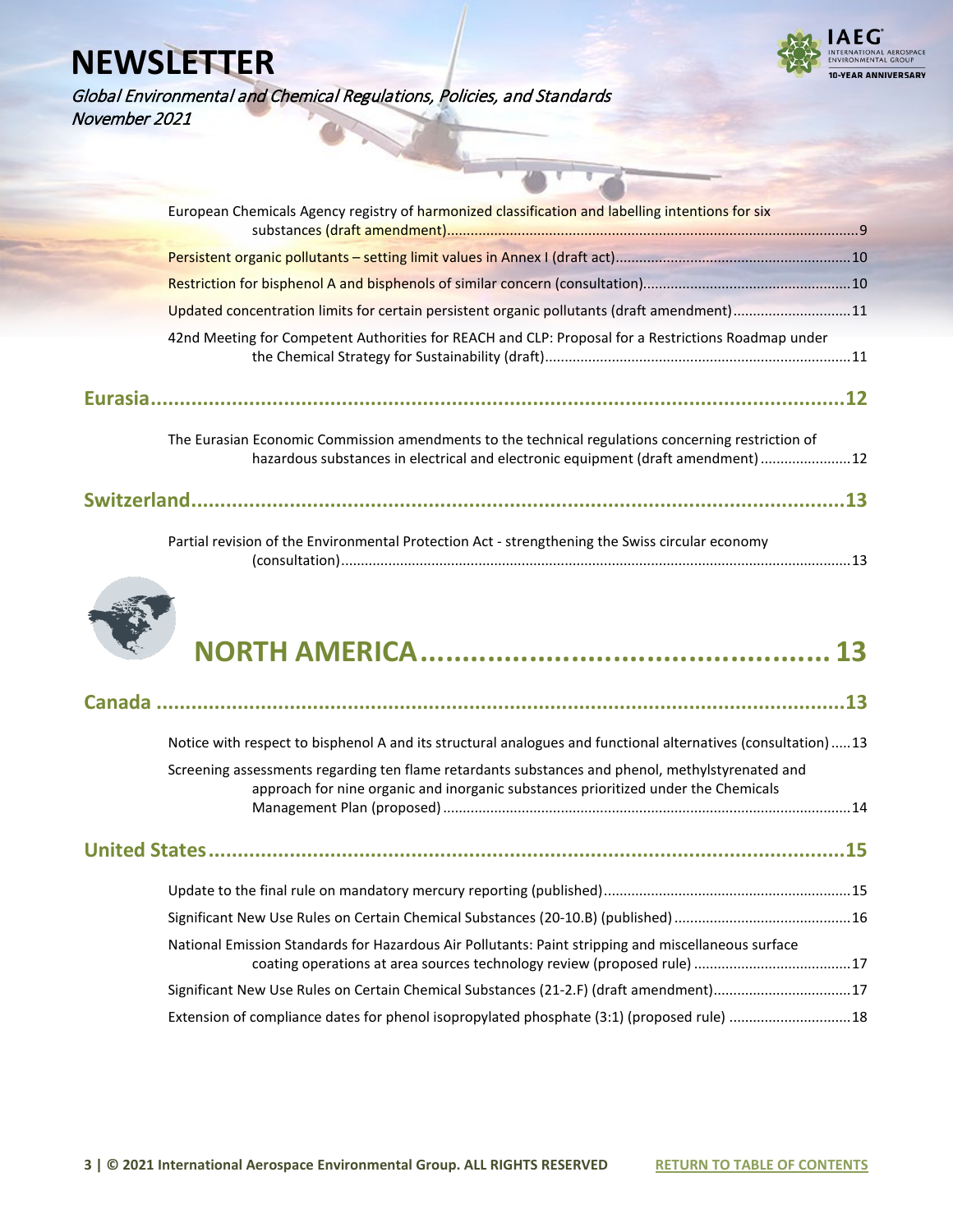European Chemicals Agency registry of harmonized classification and labelling intentions for six substances (draft amendment)........................................................................................................9

Persistent organic pollutants – setting limit values in Annex I (draft act)..........................................................10

Restriction for bisphenol A and bisphenols of similar concern (consultation)....................................................10

Updated concentration limits for certain persistent organic pollutants (draft amendment).............................11

42nd Meeting for Competent Authorities for REACH and CLP: Proposal for a Restrictions Roadmap under the Chemical Strategy for Sustainability (draft).............................................................................11

## Eurasia..........................................................................................................12

The Eurasian Economic Commission amendments to the technical regulations concerning restriction of hazardous substances in electrical and electronic equipment (draft amendment).......................12

## Switzerland..........................................................................................................13

Partial revision of the Environmental Protection Act - strengthening the Swiss circular economy (consultation)..................................................................................................................................13

# NORTH AMERICA................................................ 13

## Canada..........................................................................................................13

Notice with respect to bisphenol A and its structural analogues and functional alternatives (consultation).....13

Screening assessments regarding ten flame retardants substances and phenol, methylstyrenated and approach for nine organic and inorganic substances prioritized under the Chemicals Management Plan (proposed).......................................................................................................14

## United States..........................................................................................................15

Update to the final rule on mandatory mercury reporting (published)..............................................................15

Significant New Use Rules on Certain Chemical Substances (20-10.B) (published)............................................16

National Emission Standards for Hazardous Air Pollutants: Paint stripping and miscellaneous surface coating operations at area sources technology review (proposed rule).......................................17

Significant New Use Rules on Certain Chemical Substances (21-2.F) (draft amendment)..................................17

Extension of compliance dates for phenol isopropylated phosphate (3:1) (proposed rule)..............................18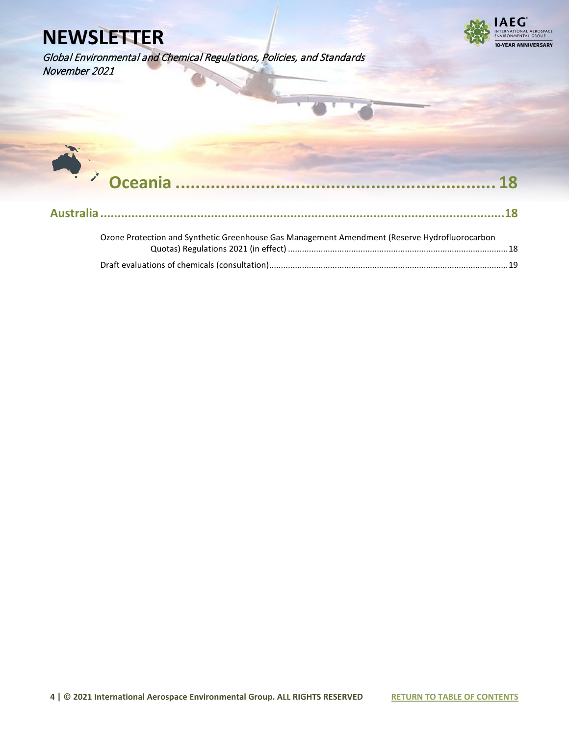# NEWSLETTER

*Global Environmental and Chemical Regulations, Policies, and Standards*
*November 2021*

## Oceania ........................................................ 18

### Australia ........................................................ 18

Ozone Protection and Synthetic Greenhouse Gas Management Amendment (Reserve Hydrofluorocarbon Quotas) Regulations 2021 (in effect) ........................................................ 18

Draft evaluations of chemicals (consultation) ........................................................ 19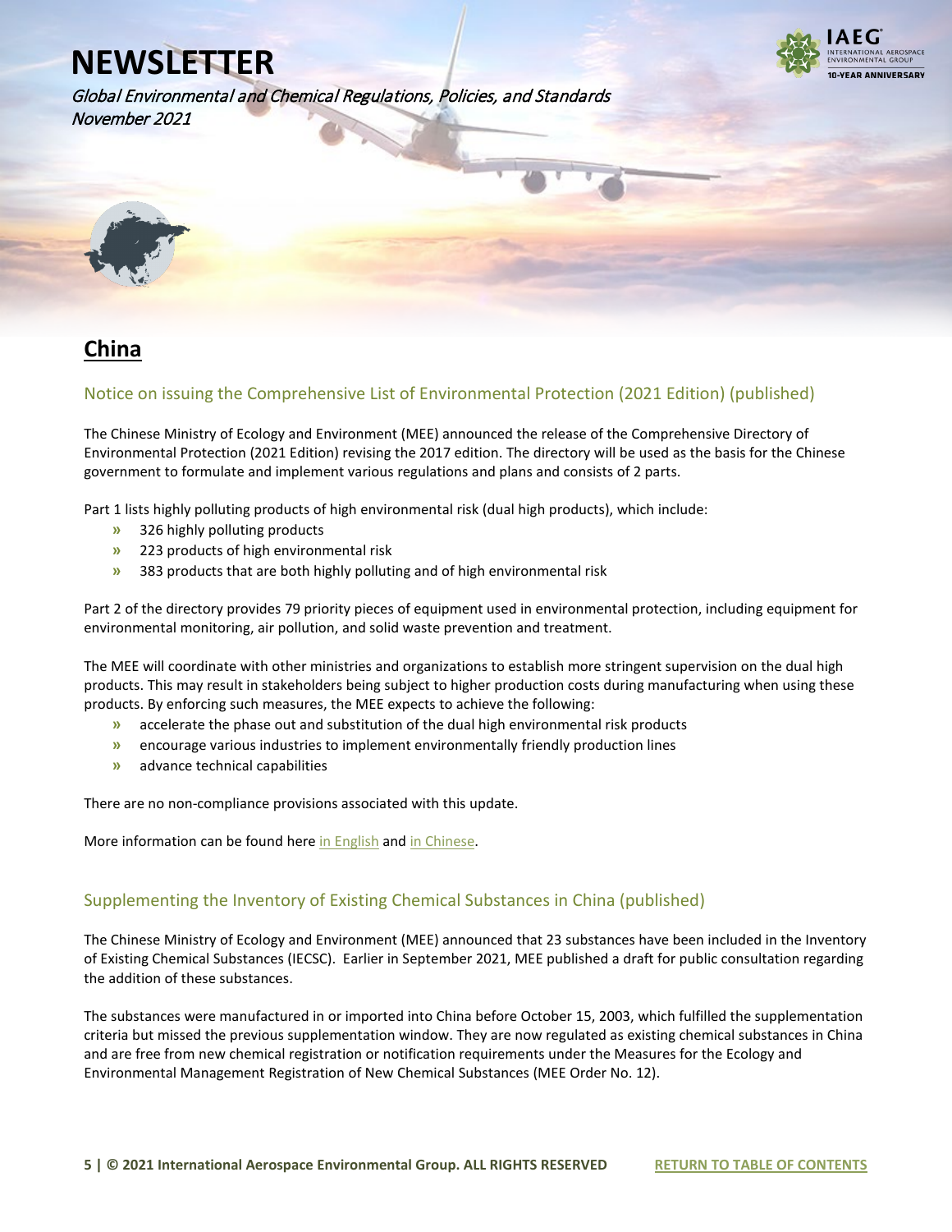# NEWSLETTER

*Global Environmental and Chemical Regulations, Policies, and Standards*
*November 2021*

## China

### Notice on issuing the Comprehensive List of Environmental Protection (2021 Edition) (published)

The Chinese Ministry of Ecology and Environment (MEE) announced the release of the Comprehensive Directory of Environmental Protection (2021 Edition) revising the 2017 edition. The directory will be used as the basis for the Chinese government to formulate and implement various regulations and plans and consists of 2 parts.

Part 1 lists highly polluting products of high environmental risk (dual high products), which include:

- 326 highly polluting products
- 223 products of high environmental risk
- 383 products that are both highly polluting and of high environmental risk

Part 2 of the directory provides 79 priority pieces of equipment used in environmental protection, including equipment for environmental monitoring, air pollution, and solid waste prevention and treatment.

The MEE will coordinate with other ministries and organizations to establish more stringent supervision on the dual high products. This may result in stakeholders being subject to higher production costs during manufacturing when using these products. By enforcing such measures, the MEE expects to achieve the following:

- accelerate the phase out and substitution of the dual high environmental risk products
- encourage various industries to implement environmentally friendly production lines
- advance technical capabilities

There are no non-compliance provisions associated with this update.

More information can be found here in English and in Chinese.

### Supplementing the Inventory of Existing Chemical Substances in China (published)

The Chinese Ministry of Ecology and Environment (MEE) announced that 23 substances have been included in the Inventory of Existing Chemical Substances (IECSC). Earlier in September 2021, MEE published a draft for public consultation regarding the addition of these substances.

The substances were manufactured in or imported into China before October 15, 2003, which fulfilled the supplementation criteria but missed the previous supplementation window. They are now regulated as existing chemical substances in China and are free from new chemical registration or notification requirements under the Measures for the Ecology and Environmental Management Registration of New Chemical Substances (MEE Order No. 12).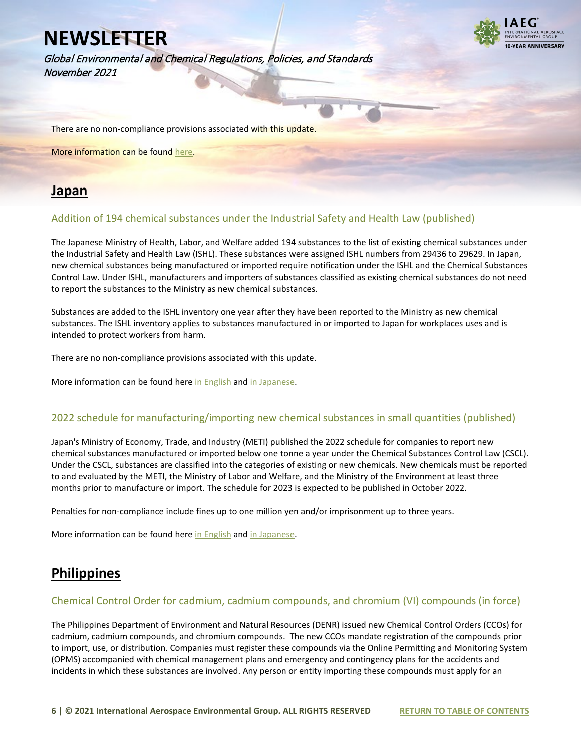There are no non-compliance provisions associated with this update.

More information can be found [here](#).

## Japan

### Addition of 194 chemical substances under the Industrial Safety and Health Law (published)

The Japanese Ministry of Health, Labor, and Welfare added 194 substances to the list of existing chemical substances under the Industrial Safety and Health Law (ISHL). These substances were assigned ISHL numbers from 29436 to 29629. In Japan, new chemical substances being manufactured or imported require notification under the ISHL and the Chemical Substances Control Law. Under ISHL, manufacturers and importers of substances classified as existing chemical substances do not need to report the substances to the Ministry as new chemical substances.

Substances are added to the ISHL inventory one year after they have been reported to the Ministry as new chemical substances. The ISHL inventory applies to substances manufactured in or imported to Japan for workplaces uses and is intended to protect workers from harm.

There are no non-compliance provisions associated with this update.

More information can be found here [in English](#) and [in Japanese](#).

### 2022 schedule for manufacturing/importing new chemical substances in small quantities (published)

Japan's Ministry of Economy, Trade, and Industry (METI) published the 2022 schedule for companies to report new chemical substances manufactured or imported below one tonne a year under the Chemical Substances Control Law (CSCL). Under the CSCL, substances are classified into the categories of existing or new chemicals. New chemicals must be reported to and evaluated by the METI, the Ministry of Labor and Welfare, and the Ministry of the Environment at least three months prior to manufacture or import. The schedule for 2023 is expected to be published in October 2022.

Penalties for non-compliance include fines up to one million yen and/or imprisonment up to three years.

More information can be found here [in English](#) and [in Japanese](#).

## Philippines

### Chemical Control Order for cadmium, cadmium compounds, and chromium (VI) compounds (in force)

The Philippines Department of Environment and Natural Resources (DENR) issued new Chemical Control Orders (CCOs) for cadmium, cadmium compounds, and chromium compounds. The new CCOs mandate registration of the compounds prior to import, use, or distribution. Companies must register these compounds via the Online Permitting and Monitoring System (OPMS) accompanied with chemical management plans and emergency and contingency plans for the accidents and incidents in which these substances are involved. Any person or entity importing these compounds must apply for an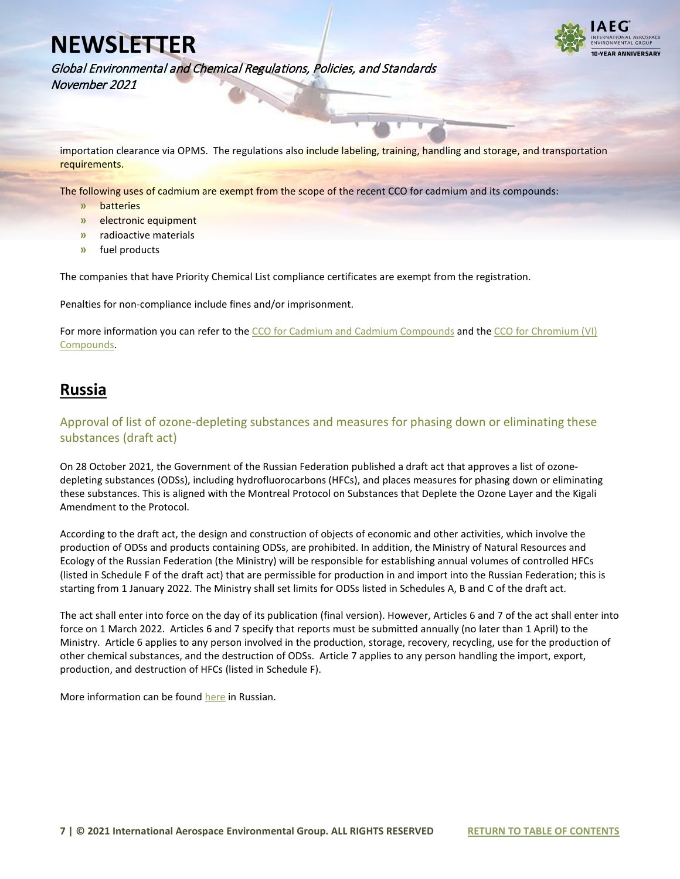importation clearance via OPMS. The regulations also include labeling, training, handling and storage, and transportation requirements.

The following uses of cadmium are exempt from the scope of the recent CCO for cadmium and its compounds:

- batteries
- electronic equipment
- radioactive materials
- fuel products

The companies that have Priority Chemical List compliance certificates are exempt from the registration.

Penalties for non-compliance include fines and/or imprisonment.

For more information you can refer to the [CCO for Cadmium and Cadmium Compounds]() and the [CCO for Chromium (VI) Compounds]().

## Russia

### Approval of list of ozone-depleting substances and measures for phasing down or eliminating these substances (draft act)

On 28 October 2021, the Government of the Russian Federation published a draft act that approves a list of ozone-depleting substances (ODSs), including hydrofluorocarbons (HFCs), and places measures for phasing down or eliminating these substances. This is aligned with the Montreal Protocol on Substances that Deplete the Ozone Layer and the Kigali Amendment to the Protocol.

According to the draft act, the design and construction of objects of economic and other activities, which involve the production of ODSs and products containing ODSs, are prohibited. In addition, the Ministry of Natural Resources and Ecology of the Russian Federation (the Ministry) will be responsible for establishing annual volumes of controlled HFCs (listed in Schedule F of the draft act) that are permissible for production in and import into the Russian Federation; this is starting from 1 January 2022. The Ministry shall set limits for ODSs listed in Schedules A, B and C of the draft act.

The act shall enter into force on the day of its publication (final version). However, Articles 6 and 7 of the act shall enter into force on 1 March 2022. Articles 6 and 7 specify that reports must be submitted annually (no later than 1 April) to the Ministry. Article 6 applies to any person involved in the production, storage, recovery, recycling, use for the production of other chemical substances, and the destruction of ODSs. Article 7 applies to any person handling the import, export, production, and destruction of HFCs (listed in Schedule F).

More information can be found [here]() in Russian.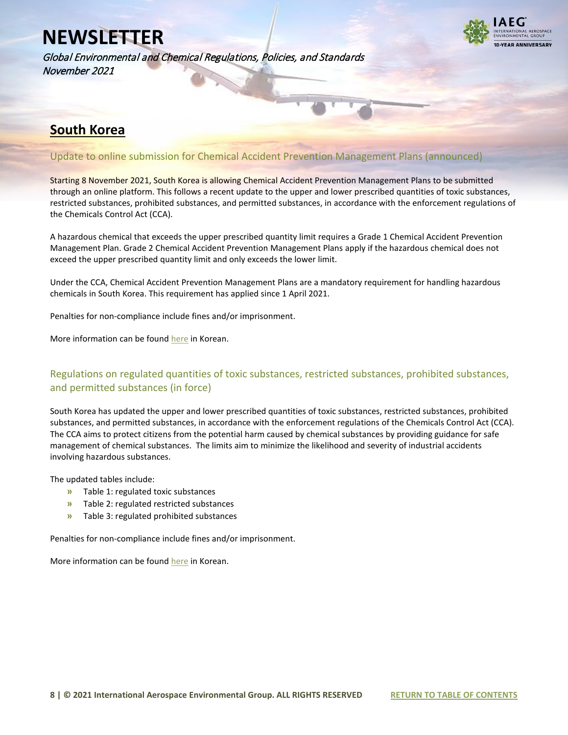## South Korea

### Update to online submission for Chemical Accident Prevention Management Plans (announced)

Starting 8 November 2021, South Korea is allowing Chemical Accident Prevention Management Plans to be submitted through an online platform. This follows a recent update to the upper and lower prescribed quantities of toxic substances, restricted substances, prohibited substances, and permitted substances, in accordance with the enforcement regulations of the Chemicals Control Act (CCA).

A hazardous chemical that exceeds the upper prescribed quantity limit requires a Grade 1 Chemical Accident Prevention Management Plan. Grade 2 Chemical Accident Prevention Management Plans apply if the hazardous chemical does not exceed the upper prescribed quantity limit and only exceeds the lower limit.

Under the CCA, Chemical Accident Prevention Management Plans are a mandatory requirement for handling hazardous chemicals in South Korea. This requirement has applied since 1 April 2021.

Penalties for non-compliance include fines and/or imprisonment.

More information can be found here in Korean.

### Regulations on regulated quantities of toxic substances, restricted substances, prohibited substances, and permitted substances (in force)

South Korea has updated the upper and lower prescribed quantities of toxic substances, restricted substances, prohibited substances, and permitted substances, in accordance with the enforcement regulations of the Chemicals Control Act (CCA). The CCA aims to protect citizens from the potential harm caused by chemical substances by providing guidance for safe management of chemical substances. The limits aim to minimize the likelihood and severity of industrial accidents involving hazardous substances.

The updated tables include:

- Table 1: regulated toxic substances
- Table 2: regulated restricted substances
- Table 3: regulated prohibited substances

Penalties for non-compliance include fines and/or imprisonment.

More information can be found here in Korean.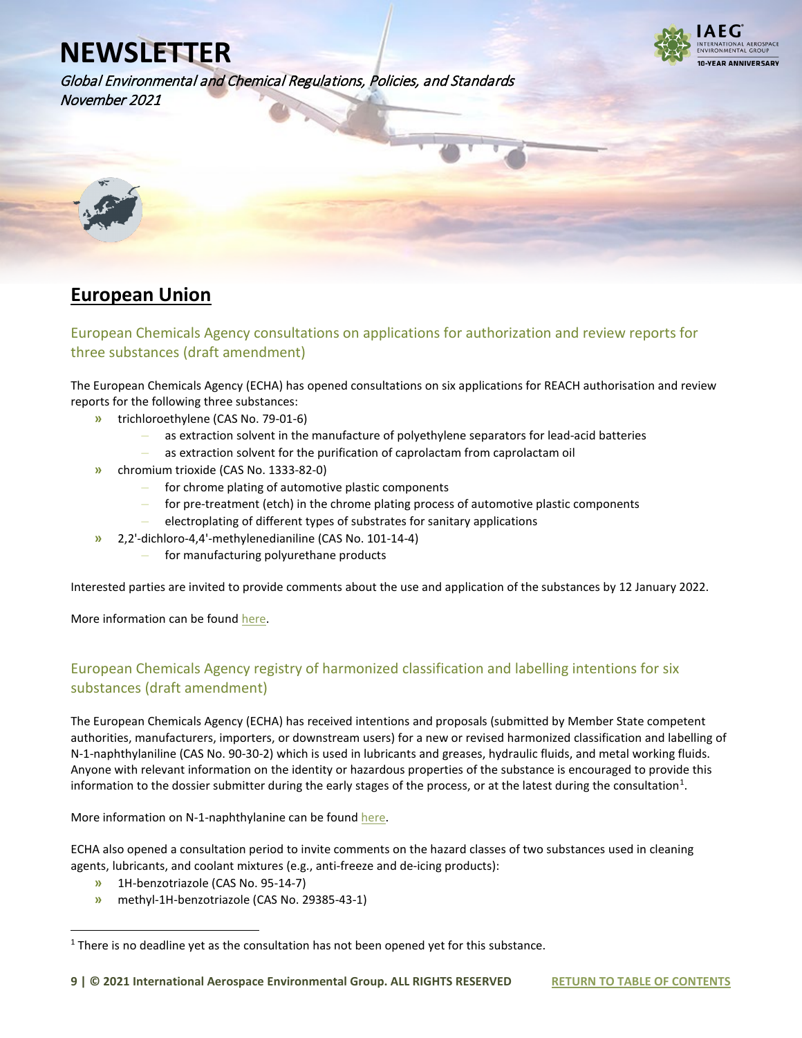## European Union

### European Chemicals Agency consultations on applications for authorization and review reports for three substances (draft amendment)

The European Chemicals Agency (ECHA) has opened consultations on six applications for REACH authorisation and review reports for the following three substances:

- trichloroethylene (CAS No. 79-01-6)
  - as extraction solvent in the manufacture of polyethylene separators for lead-acid batteries
  - as extraction solvent for the purification of caprolactam from caprolactam oil
- chromium trioxide (CAS No. 1333-82-0)
  - for chrome plating of automotive plastic components
  - for pre-treatment (etch) in the chrome plating process of automotive plastic components
  - electroplating of different types of substrates for sanitary applications
- 2,2'-dichloro-4,4'-methylenedianiline (CAS No. 101-14-4)
  - for manufacturing polyurethane products

Interested parties are invited to provide comments about the use and application of the substances by 12 January 2022.

More information can be found here.

### European Chemicals Agency registry of harmonized classification and labelling intentions for six substances (draft amendment)

The European Chemicals Agency (ECHA) has received intentions and proposals (submitted by Member State competent authorities, manufacturers, importers, or downstream users) for a new or revised harmonized classification and labelling of N-1-naphthylaniline (CAS No. 90-30-2) which is used in lubricants and greases, hydraulic fluids, and metal working fluids. Anyone with relevant information on the identity or hazardous properties of the substance is encouraged to provide this information to the dossier submitter during the early stages of the process, or at the latest during the consultation[1].

More information on N-1-naphthylanine can be found here.

ECHA also opened a consultation period to invite comments on the hazard classes of two substances used in cleaning agents, lubricants, and coolant mixtures (e.g., anti-freeze and de-icing products):

- 1H-benzotriazole (CAS No. 95-14-7)
- methyl-1H-benzotriazole (CAS No. 29385-43-1)

[1] There is no deadline yet as the consultation has not been opened yet for this substance.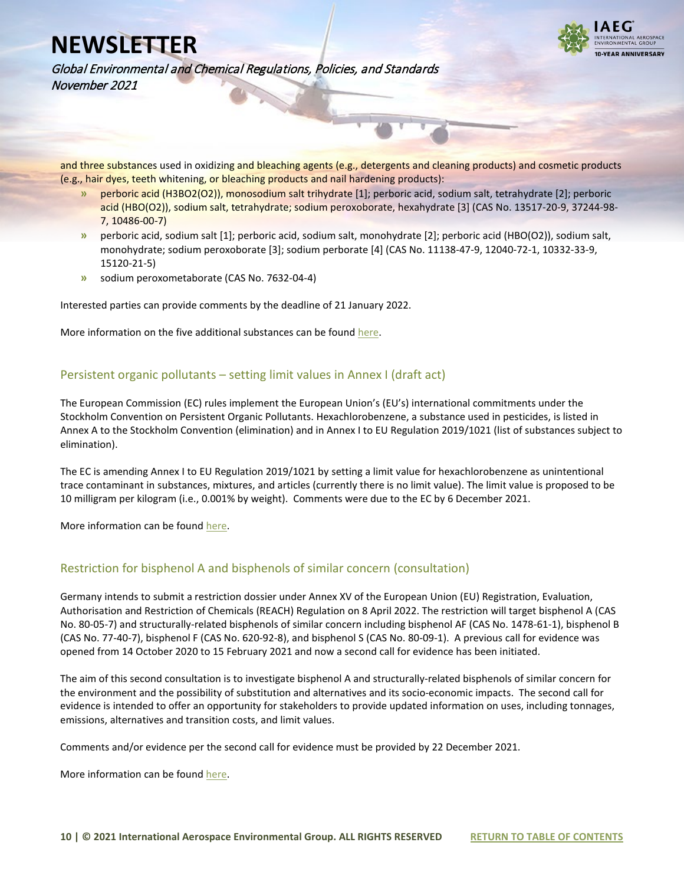and three substances used in oxidizing and bleaching agents (e.g., detergents and cleaning products) and cosmetic products (e.g., hair dyes, teeth whitening, or bleaching products and nail hardening products):

- perboric acid ($H_3BO_2(O_2)$), monosodium salt trihydrate [1]; perboric acid, sodium salt, tetrahydrate [2]; perboric acid ($HBO(O_2)$), sodium salt, tetrahydrate; sodium peroxoborate, hexahydrate [3] (CAS No. 13517-20-9, 37244-98-7, 10486-00-7)
- perboric acid, sodium salt [1]; perboric acid, sodium salt, monohydrate [2]; perboric acid ($HBO(O_2)$), sodium salt, monohydrate; sodium peroxoborate [3]; sodium perborate [4] (CAS No. 11138-47-9, 12040-72-1, 10332-33-9, 15120-21-5)
- sodium peroxometaborate (CAS No. 7632-04-4)

Interested parties can provide comments by the deadline of 21 January 2022.

More information on the five additional substances can be found here.

## Persistent organic pollutants – setting limit values in Annex I (draft act)

The European Commission (EC) rules implement the European Union's (EU's) international commitments under the Stockholm Convention on Persistent Organic Pollutants. Hexachlorobenzene, a substance used in pesticides, is listed in Annex A to the Stockholm Convention (elimination) and in Annex I to EU Regulation 2019/1021 (list of substances subject to elimination).

The EC is amending Annex I to EU Regulation 2019/1021 by setting a limit value for hexachlorobenzene as unintentional trace contaminant in substances, mixtures, and articles (currently there is no limit value). The limit value is proposed to be 10 milligram per kilogram (i.e., 0.001% by weight). Comments were due to the EC by 6 December 2021.

More information can be found here.

## Restriction for bisphenol A and bisphenols of similar concern (consultation)

Germany intends to submit a restriction dossier under Annex XV of the European Union (EU) Registration, Evaluation, Authorisation and Restriction of Chemicals (REACH) Regulation on 8 April 2022. The restriction will target bisphenol A (CAS No. 80-05-7) and structurally-related bisphenols of similar concern including bisphenol AF (CAS No. 1478-61-1), bisphenol B (CAS No. 77-40-7), bisphenol F (CAS No. 620-92-8), and bisphenol S (CAS No. 80-09-1). A previous call for evidence was opened from 14 October 2020 to 15 February 2021 and now a second call for evidence has been initiated.

The aim of this second consultation is to investigate bisphenol A and structurally-related bisphenols of similar concern for the environment and the possibility of substitution and alternatives and its socio-economic impacts. The second call for evidence is intended to offer an opportunity for stakeholders to provide updated information on uses, including tonnages, emissions, alternatives and transition costs, and limit values.

Comments and/or evidence per the second call for evidence must be provided by 22 December 2021.

More information can be found here.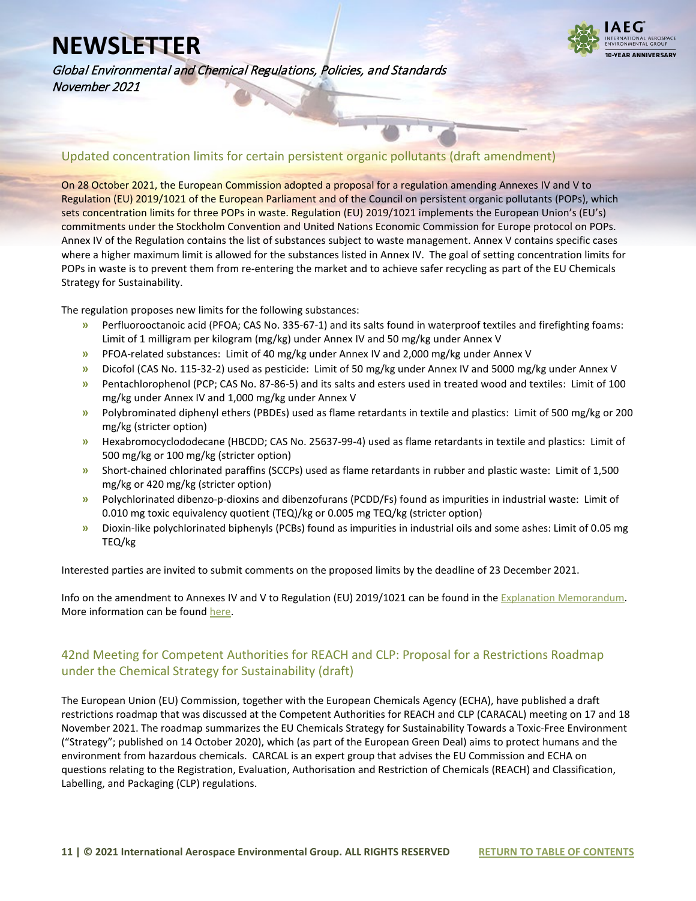## Updated concentration limits for certain persistent organic pollutants (draft amendment)

On 28 October 2021, the European Commission adopted a proposal for a regulation amending Annexes IV and V to Regulation (EU) 2019/1021 of the European Parliament and of the Council on persistent organic pollutants (POPs), which sets concentration limits for three POPs in waste. Regulation (EU) 2019/1021 implements the European Union's (EU's) commitments under the Stockholm Convention and United Nations Economic Commission for Europe protocol on POPs. Annex IV of the Regulation contains the list of substances subject to waste management. Annex V contains specific cases where a higher maximum limit is allowed for the substances listed in Annex IV. The goal of setting concentration limits for POPs in waste is to prevent them from re-entering the market and to achieve safer recycling as part of the EU Chemicals Strategy for Sustainability.

The regulation proposes new limits for the following substances:

- Perfluorooctanoic acid (PFOA; CAS No. 335-67-1) and its salts found in waterproof textiles and firefighting foams: Limit of 1 milligram per kilogram (mg/kg) under Annex IV and 50 mg/kg under Annex V
- PFOA-related substances: Limit of 40 mg/kg under Annex IV and 2,000 mg/kg under Annex V
- Dicofol (CAS No. 115-32-2) used as pesticide: Limit of 50 mg/kg under Annex IV and 5000 mg/kg under Annex V
- Pentachlorophenol (PCP; CAS No. 87-86-5) and its salts and esters used in treated wood and textiles: Limit of 100 mg/kg under Annex IV and 1,000 mg/kg under Annex V
- Polybrominated diphenyl ethers (PBDEs) used as flame retardants in textile and plastics: Limit of 500 mg/kg or 200 mg/kg (stricter option)
- Hexabromocyclododecane (HBCDD; CAS No. 25637-99-4) used as flame retardants in textile and plastics: Limit of 500 mg/kg or 100 mg/kg (stricter option)
- Short-chained chlorinated paraffins (SCCPs) used as flame retardants in rubber and plastic waste: Limit of 1,500 mg/kg or 420 mg/kg (stricter option)
- Polychlorinated dibenzo-p-dioxins and dibenzofurans (PCDD/Fs) found as impurities in industrial waste: Limit of 0.010 mg toxic equivalency quotient (TEQ)/kg or 0.005 mg TEQ/kg (stricter option)
- Dioxin-like polychlorinated biphenyls (PCBs) found as impurities in industrial oils and some ashes: Limit of 0.05 mg TEQ/kg

Interested parties are invited to submit comments on the proposed limits by the deadline of 23 December 2021.

Info on the amendment to Annexes IV and V to Regulation (EU) 2019/1021 can be found in the Explanation Memorandum. More information can be found here.

## 42nd Meeting for Competent Authorities for REACH and CLP: Proposal for a Restrictions Roadmap under the Chemical Strategy for Sustainability (draft)

The European Union (EU) Commission, together with the European Chemicals Agency (ECHA), have published a draft restrictions roadmap that was discussed at the Competent Authorities for REACH and CLP (CARACAL) meeting on 17 and 18 November 2021. The roadmap summarizes the EU Chemicals Strategy for Sustainability Towards a Toxic-Free Environment ("Strategy"; published on 14 October 2020), which (as part of the European Green Deal) aims to protect humans and the environment from hazardous chemicals. CARCAL is an expert group that advises the EU Commission and ECHA on questions relating to the Registration, Evaluation, Authorisation and Restriction of Chemicals (REACH) and Classification, Labelling, and Packaging (CLP) regulations.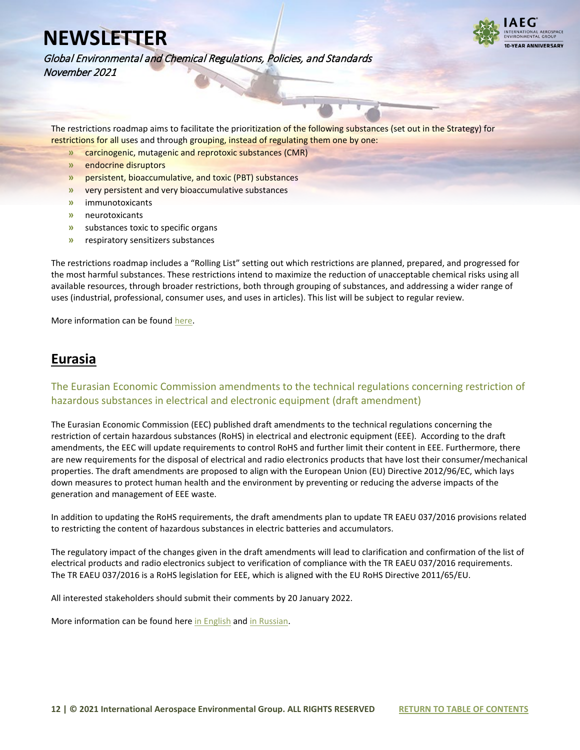The restrictions roadmap aims to facilitate the prioritization of the following substances (set out in the Strategy) for restrictions for all uses and through grouping, instead of regulating them one by one:

- carcinogenic, mutagenic and reprotoxic substances (CMR)
- endocrine disruptors
- persistent, bioaccumulative, and toxic (PBT) substances
- very persistent and very bioaccumulative substances
- immunotoxicants
- neurotoxicants
- substances toxic to specific organs
- respiratory sensitizers substances

The restrictions roadmap includes a "Rolling List" setting out which restrictions are planned, prepared, and progressed for the most harmful substances. These restrictions intend to maximize the reduction of unacceptable chemical risks using all available resources, through broader restrictions, both through grouping of substances, and addressing a wider range of uses (industrial, professional, consumer uses, and uses in articles). This list will be subject to regular review.

More information can be found here.

## Eurasia

### The Eurasian Economic Commission amendments to the technical regulations concerning restriction of hazardous substances in electrical and electronic equipment (draft amendment)

The Eurasian Economic Commission (EEC) published draft amendments to the technical regulations concerning the restriction of certain hazardous substances (RoHS) in electrical and electronic equipment (EEE). According to the draft amendments, the EEC will update requirements to control RoHS and further limit their content in EEE. Furthermore, there are new requirements for the disposal of electrical and radio electronics products that have lost their consumer/mechanical properties. The draft amendments are proposed to align with the European Union (EU) Directive 2012/96/EC, which lays down measures to protect human health and the environment by preventing or reducing the adverse impacts of the generation and management of EEE waste.

In addition to updating the RoHS requirements, the draft amendments plan to update TR EAEU 037/2016 provisions related to restricting the content of hazardous substances in electric batteries and accumulators.

The regulatory impact of the changes given in the draft amendments will lead to clarification and confirmation of the list of electrical products and radio electronics subject to verification of compliance with the TR EAEU 037/2016 requirements. The TR EAEU 037/2016 is a RoHS legislation for EEE, which is aligned with the EU RoHS Directive 2011/65/EU.

All interested stakeholders should submit their comments by 20 January 2022.

More information can be found here in English and in Russian.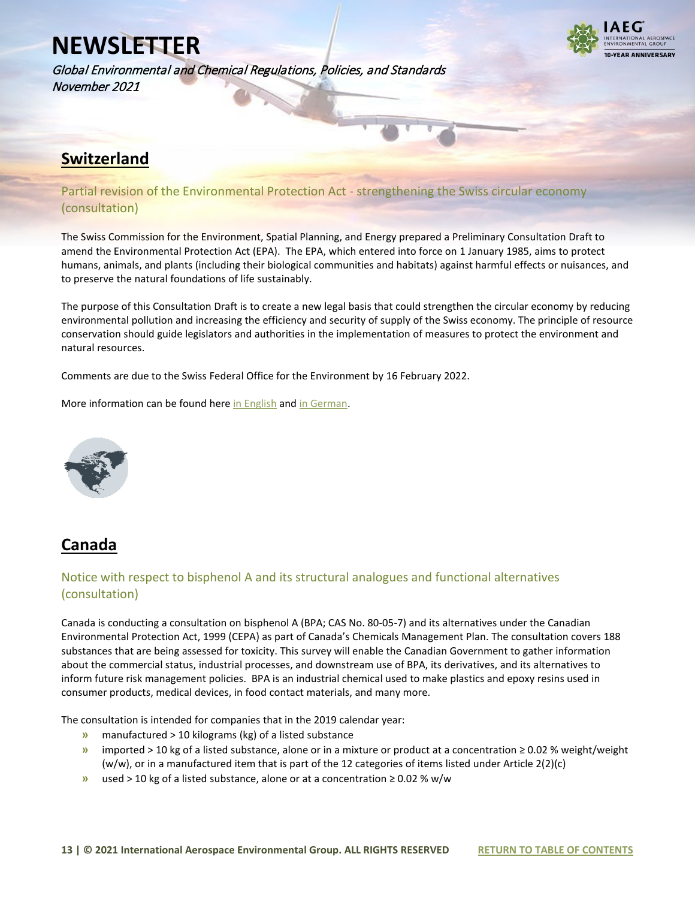## Switzerland

### Partial revision of the Environmental Protection Act - strengthening the Swiss circular economy (consultation)

The Swiss Commission for the Environment, Spatial Planning, and Energy prepared a Preliminary Consultation Draft to amend the Environmental Protection Act (EPA). The EPA, which entered into force on 1 January 1985, aims to protect humans, animals, and plants (including their biological communities and habitats) against harmful effects or nuisances, and to preserve the natural foundations of life sustainably.

The purpose of this Consultation Draft is to create a new legal basis that could strengthen the circular economy by reducing environmental pollution and increasing the efficiency and security of supply of the Swiss economy. The principle of resource conservation should guide legislators and authorities in the implementation of measures to protect the environment and natural resources.

Comments are due to the Swiss Federal Office for the Environment by 16 February 2022.

More information can be found here in English and in German.

## Canada

### Notice with respect to bisphenol A and its structural analogues and functional alternatives (consultation)

Canada is conducting a consultation on bisphenol A (BPA; CAS No. 80-05-7) and its alternatives under the Canadian Environmental Protection Act, 1999 (CEPA) as part of Canada's Chemicals Management Plan. The consultation covers 188 substances that are being assessed for toxicity. This survey will enable the Canadian Government to gather information about the commercial status, industrial processes, and downstream use of BPA, its derivatives, and its alternatives to inform future risk management policies. BPA is an industrial chemical used to make plastics and epoxy resins used in consumer products, medical devices, in food contact materials, and many more.

The consultation is intended for companies that in the 2019 calendar year:

- manufactured > 10 kilograms (kg) of a listed substance
- imported > 10 kg of a listed substance, alone or in a mixture or product at a concentration ≥ 0.02 % weight/weight (w/w), or in a manufactured item that is part of the 12 categories of items listed under Article 2(2)(c)
- used > 10 kg of a listed substance, alone or at a concentration ≥ 0.02 % w/w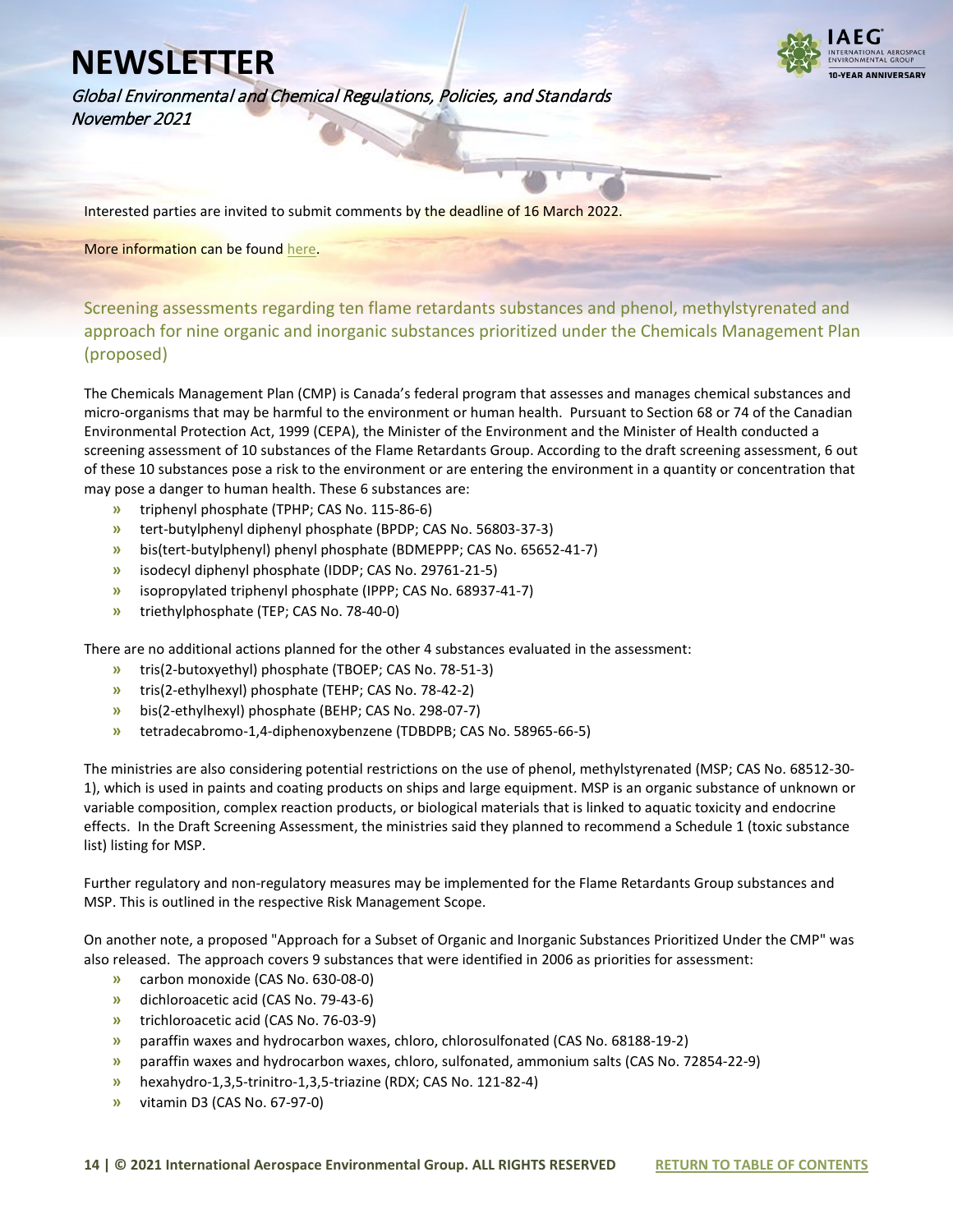Interested parties are invited to submit comments by the deadline of 16 March 2022.

More information can be found here.

### Screening assessments regarding ten flame retardants substances and phenol, methylstyrenated and approach for nine organic and inorganic substances prioritized under the Chemicals Management Plan (proposed)

The Chemicals Management Plan (CMP) is Canada's federal program that assesses and manages chemical substances and micro-organisms that may be harmful to the environment or human health. Pursuant to Section 68 or 74 of the Canadian Environmental Protection Act, 1999 (CEPA), the Minister of the Environment and the Minister of Health conducted a screening assessment of 10 substances of the Flame Retardants Group. According to the draft screening assessment, 6 out of these 10 substances pose a risk to the environment or are entering the environment in a quantity or concentration that may pose a danger to human health. These 6 substances are:

- triphenyl phosphate (TPHP; CAS No. 115-86-6)
- tert-butylphenyl diphenyl phosphate (BPDP; CAS No. 56803-37-3)
- bis(tert-butylphenyl) phenyl phosphate (BDMEPPP; CAS No. 65652-41-7)
- isodecyl diphenyl phosphate (IDDP; CAS No. 29761-21-5)
- isopropylated triphenyl phosphate (IPPP; CAS No. 68937-41-7)
- triethylphosphate (TEP; CAS No. 78-40-0)

There are no additional actions planned for the other 4 substances evaluated in the assessment:

- tris(2-butoxyethyl) phosphate (TBOEP; CAS No. 78-51-3)
- tris(2-ethylhexyl) phosphate (TEHP; CAS No. 78-42-2)
- bis(2-ethylhexyl) phosphate (BEHP; CAS No. 298-07-7)
- tetradecabromo-1,4-diphenoxybenzene (TDBDPB; CAS No. 58965-66-5)

The ministries are also considering potential restrictions on the use of phenol, methylstyrenated (MSP; CAS No. 68512-30-1), which is used in paints and coating products on ships and large equipment. MSP is an organic substance of unknown or variable composition, complex reaction products, or biological materials that is linked to aquatic toxicity and endocrine effects. In the Draft Screening Assessment, the ministries said they planned to recommend a Schedule 1 (toxic substance list) listing for MSP.

Further regulatory and non-regulatory measures may be implemented for the Flame Retardants Group substances and MSP. This is outlined in the respective Risk Management Scope.

On another note, a proposed "Approach for a Subset of Organic and Inorganic Substances Prioritized Under the CMP" was also released. The approach covers 9 substances that were identified in 2006 as priorities for assessment:

- carbon monoxide (CAS No. 630-08-0)
- dichloroacetic acid (CAS No. 79-43-6)
- trichloroacetic acid (CAS No. 76-03-9)
- paraffin waxes and hydrocarbon waxes, chloro, chlorosulfonated (CAS No. 68188-19-2)
- paraffin waxes and hydrocarbon waxes, chloro, sulfonated, ammonium salts (CAS No. 72854-22-9)
- hexahydro-1,3,5-trinitro-1,3,5-triazine (RDX; CAS No. 121-82-4)
- vitamin D3 (CAS No. 67-97-0)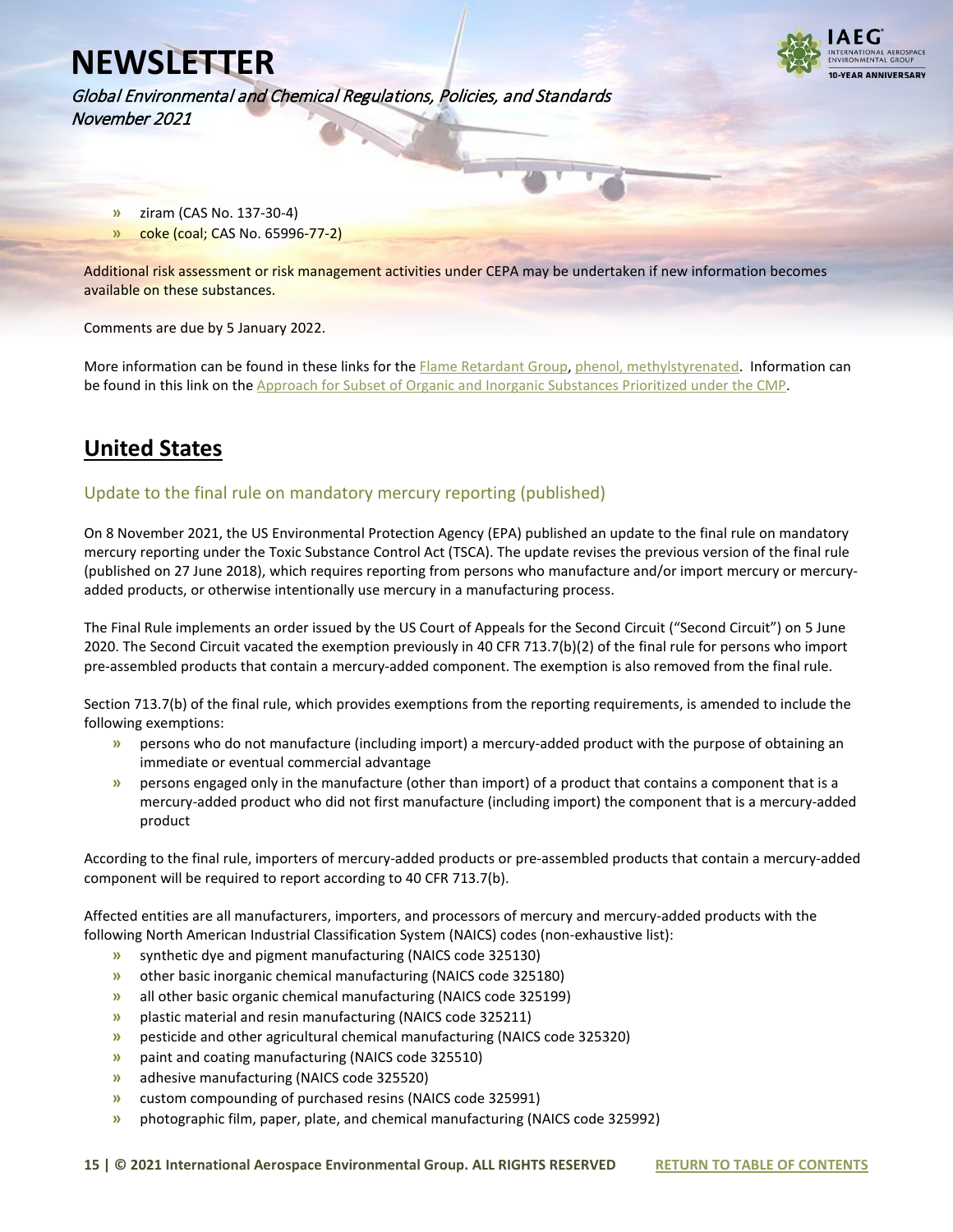- ziram (CAS No. 137-30-4)
- coke (coal; CAS No. 65996-77-2)

Additional risk assessment or risk management activities under CEPA may be undertaken if new information becomes available on these substances.

Comments are due by 5 January 2022.

More information can be found in these links for the [Flame Retardant Group](), [phenol, methylstyrenated](). Information can be found in this link on the [Approach for Subset of Organic and Inorganic Substances Prioritized under the CMP]().

## United States

### Update to the final rule on mandatory mercury reporting (published)

On 8 November 2021, the US Environmental Protection Agency (EPA) published an update to the final rule on mandatory mercury reporting under the Toxic Substance Control Act (TSCA). The update revises the previous version of the final rule (published on 27 June 2018), which requires reporting from persons who manufacture and/or import mercury or mercury-added products, or otherwise intentionally use mercury in a manufacturing process.

The Final Rule implements an order issued by the US Court of Appeals for the Second Circuit ("Second Circuit") on 5 June 2020. The Second Circuit vacated the exemption previously in 40 CFR 713.7(b)(2) of the final rule for persons who import pre-assembled products that contain a mercury-added component. The exemption is also removed from the final rule.

Section 713.7(b) of the final rule, which provides exemptions from the reporting requirements, is amended to include the following exemptions:

- persons who do not manufacture (including import) a mercury-added product with the purpose of obtaining an immediate or eventual commercial advantage
- persons engaged only in the manufacture (other than import) of a product that contains a component that is a mercury-added product who did not first manufacture (including import) the component that is a mercury-added product

According to the final rule, importers of mercury-added products or pre-assembled products that contain a mercury-added component will be required to report according to 40 CFR 713.7(b).

Affected entities are all manufacturers, importers, and processors of mercury and mercury-added products with the following North American Industrial Classification System (NAICS) codes (non-exhaustive list):

- synthetic dye and pigment manufacturing (NAICS code 325130)
- other basic inorganic chemical manufacturing (NAICS code 325180)
- all other basic organic chemical manufacturing (NAICS code 325199)
- plastic material and resin manufacturing (NAICS code 325211)
- pesticide and other agricultural chemical manufacturing (NAICS code 325320)
- paint and coating manufacturing (NAICS code 325510)
- adhesive manufacturing (NAICS code 325520)
- custom compounding of purchased resins (NAICS code 325991)
- photographic film, paper, plate, and chemical manufacturing (NAICS code 325992)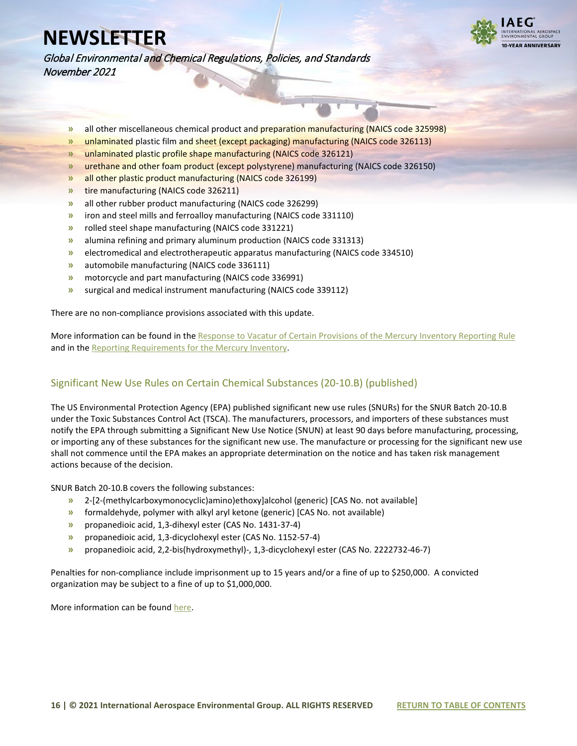- all other miscellaneous chemical product and preparation manufacturing (NAICS code 325998)
- unlaminated plastic film and sheet (except packaging) manufacturing (NAICS code 326113)
- unlaminated plastic profile shape manufacturing (NAICS code 326121)
- urethane and other foam product (except polystyrene) manufacturing (NAICS code 326150)
- all other plastic product manufacturing (NAICS code 326199)
- tire manufacturing (NAICS code 326211)
- all other rubber product manufacturing (NAICS code 326299)
- iron and steel mills and ferroalloy manufacturing (NAICS code 331110)
- rolled steel shape manufacturing (NAICS code 331221)
- alumina refining and primary aluminum production (NAICS code 331313)
- electromedical and electrotherapeutic apparatus manufacturing (NAICS code 334510)
- automobile manufacturing (NAICS code 336111)
- motorcycle and part manufacturing (NAICS code 336991)
- surgical and medical instrument manufacturing (NAICS code 339112)

There are no non-compliance provisions associated with this update.

More information can be found in the Response to Vacatur of Certain Provisions of the Mercury Inventory Reporting Rule and in the Reporting Requirements for the Mercury Inventory.

## Significant New Use Rules on Certain Chemical Substances (20-10.B) (published)

The US Environmental Protection Agency (EPA) published significant new use rules (SNURs) for the SNUR Batch 20-10.B under the Toxic Substances Control Act (TSCA). The manufacturers, processors, and importers of these substances must notify the EPA through submitting a Significant New Use Notice (SNUN) at least 90 days before manufacturing, processing, or importing any of these substances for the significant new use. The manufacture or processing for the significant new use shall not commence until the EPA makes an appropriate determination on the notice and has taken risk management actions because of the decision.

SNUR Batch 20-10.B covers the following substances:

- 2-[2-(methylcarboxymonocyclic)amino)ethoxy]alcohol (generic) [CAS No. not available]
- formaldehyde, polymer with alkyl aryl ketone (generic) [CAS No. not available)
- propanedioic acid, 1,3-dihexyl ester (CAS No. 1431-37-4)
- propanedioic acid, 1,3-dicyclohexyl ester (CAS No. 1152-57-4)
- propanedioic acid, 2,2-bis(hydroxymethyl)-, 1,3-dicyclohexyl ester (CAS No. 2222732-46-7)

Penalties for non-compliance include imprisonment up to 15 years and/or a fine of up to $250,000. A convicted organization may be subject to a fine of up to $1,000,000.

More information can be found here.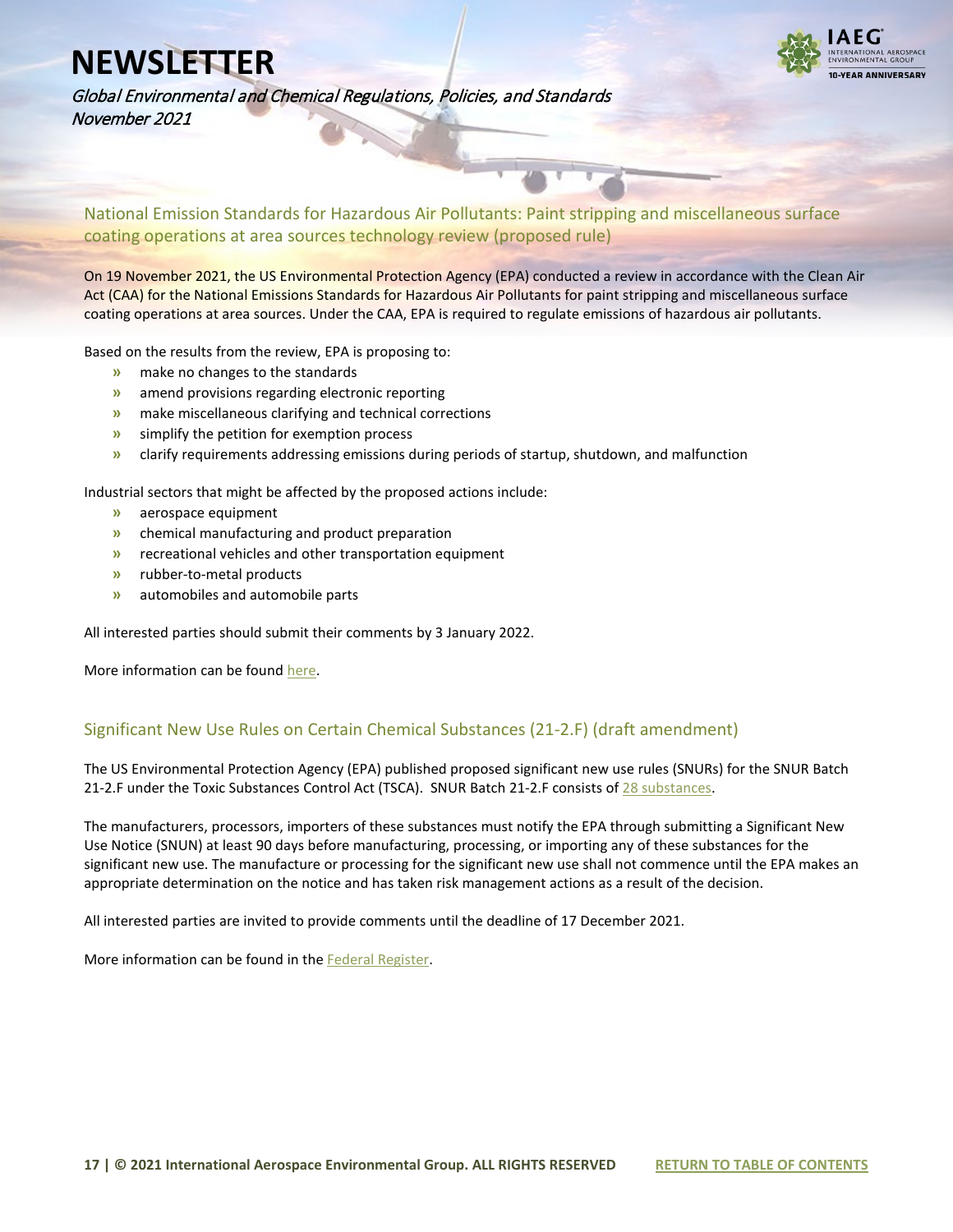## National Emission Standards for Hazardous Air Pollutants: Paint stripping and miscellaneous surface coating operations at area sources technology review (proposed rule)

On 19 November 2021, the US Environmental Protection Agency (EPA) conducted a review in accordance with the Clean Air Act (CAA) for the National Emissions Standards for Hazardous Air Pollutants for paint stripping and miscellaneous surface coating operations at area sources. Under the CAA, EPA is required to regulate emissions of hazardous air pollutants.

Based on the results from the review, EPA is proposing to:

- make no changes to the standards
- amend provisions regarding electronic reporting
- make miscellaneous clarifying and technical corrections
- simplify the petition for exemption process
- clarify requirements addressing emissions during periods of startup, shutdown, and malfunction

Industrial sectors that might be affected by the proposed actions include:

- aerospace equipment
- chemical manufacturing and product preparation
- recreational vehicles and other transportation equipment
- rubber-to-metal products
- automobiles and automobile parts

All interested parties should submit their comments by 3 January 2022.

More information can be found here.

## Significant New Use Rules on Certain Chemical Substances (21-2.F) (draft amendment)

The US Environmental Protection Agency (EPA) published proposed significant new use rules (SNURs) for the SNUR Batch 21-2.F under the Toxic Substances Control Act (TSCA). SNUR Batch 21-2.F consists of 28 substances.

The manufacturers, processors, importers of these substances must notify the EPA through submitting a Significant New Use Notice (SNUN) at least 90 days before manufacturing, processing, or importing any of these substances for the significant new use. The manufacture or processing for the significant new use shall not commence until the EPA makes an appropriate determination on the notice and has taken risk management actions as a result of the decision.

All interested parties are invited to provide comments until the deadline of 17 December 2021.

More information can be found in the Federal Register.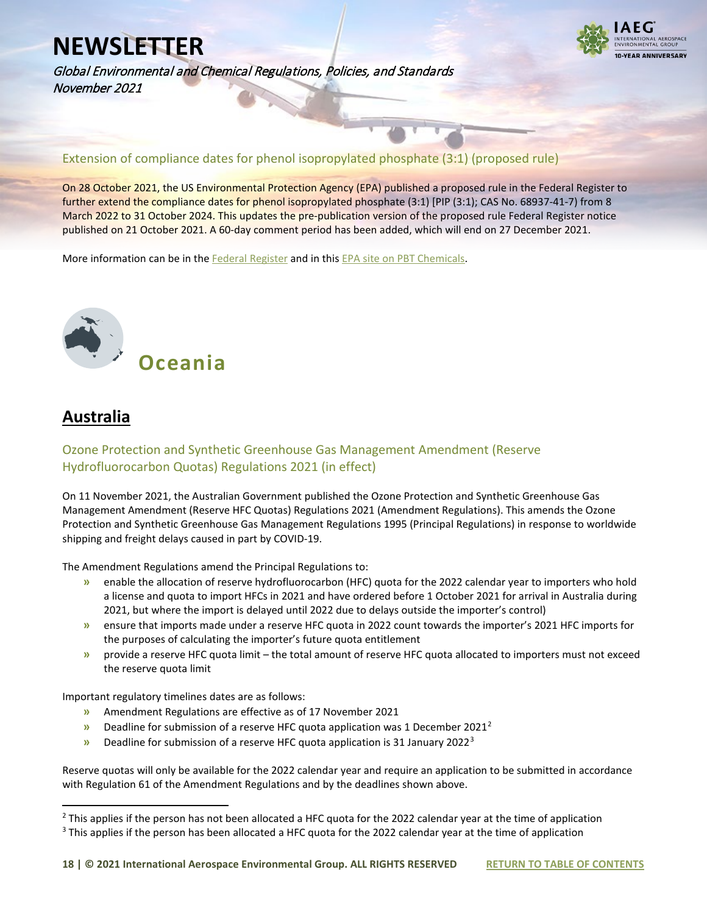### Extension of compliance dates for phenol isopropylated phosphate (3:1) (proposed rule)

On 28 October 2021, the US Environmental Protection Agency (EPA) published a proposed rule in the Federal Register to further extend the compliance dates for phenol isopropylated phosphate (3:1) [PIP (3:1); CAS No. 68937-41-7) from 8 March 2022 to 31 October 2024. This updates the pre-publication version of the proposed rule Federal Register notice published on 21 October 2021. A 60-day comment period has been added, which will end on 27 December 2021.

More information can be in the Federal Register and in this EPA site on PBT Chemicals.

# Oceania

## Australia

### Ozone Protection and Synthetic Greenhouse Gas Management Amendment (Reserve Hydrofluorocarbon Quotas) Regulations 2021 (in effect)

On 11 November 2021, the Australian Government published the Ozone Protection and Synthetic Greenhouse Gas Management Amendment (Reserve HFC Quotas) Regulations 2021 (Amendment Regulations). This amends the Ozone Protection and Synthetic Greenhouse Gas Management Regulations 1995 (Principal Regulations) in response to worldwide shipping and freight delays caused in part by COVID-19.

The Amendment Regulations amend the Principal Regulations to:

- enable the allocation of reserve hydrofluorocarbon (HFC) quota for the 2022 calendar year to importers who hold a license and quota to import HFCs in 2021 and have ordered before 1 October 2021 for arrival in Australia during 2021, but where the import is delayed until 2022 due to delays outside the importer's control)
- ensure that imports made under a reserve HFC quota in 2022 count towards the importer's 2021 HFC imports for the purposes of calculating the importer's future quota entitlement
- provide a reserve HFC quota limit – the total amount of reserve HFC quota allocated to importers must not exceed the reserve quota limit

Important regulatory timelines dates are as follows:

- Amendment Regulations are effective as of 17 November 2021
- Deadline for submission of a reserve HFC quota application was 1 December 2021[2]
- Deadline for submission of a reserve HFC quota application is 31 January 2022[3]

Reserve quotas will only be available for the 2022 calendar year and require an application to be submitted in accordance with Regulation 61 of the Amendment Regulations and by the deadlines shown above.

[2] This applies if the person has not been allocated a HFC quota for the 2022 calendar year at the time of application

[3] This applies if the person has been allocated a HFC quota for the 2022 calendar year at the time of application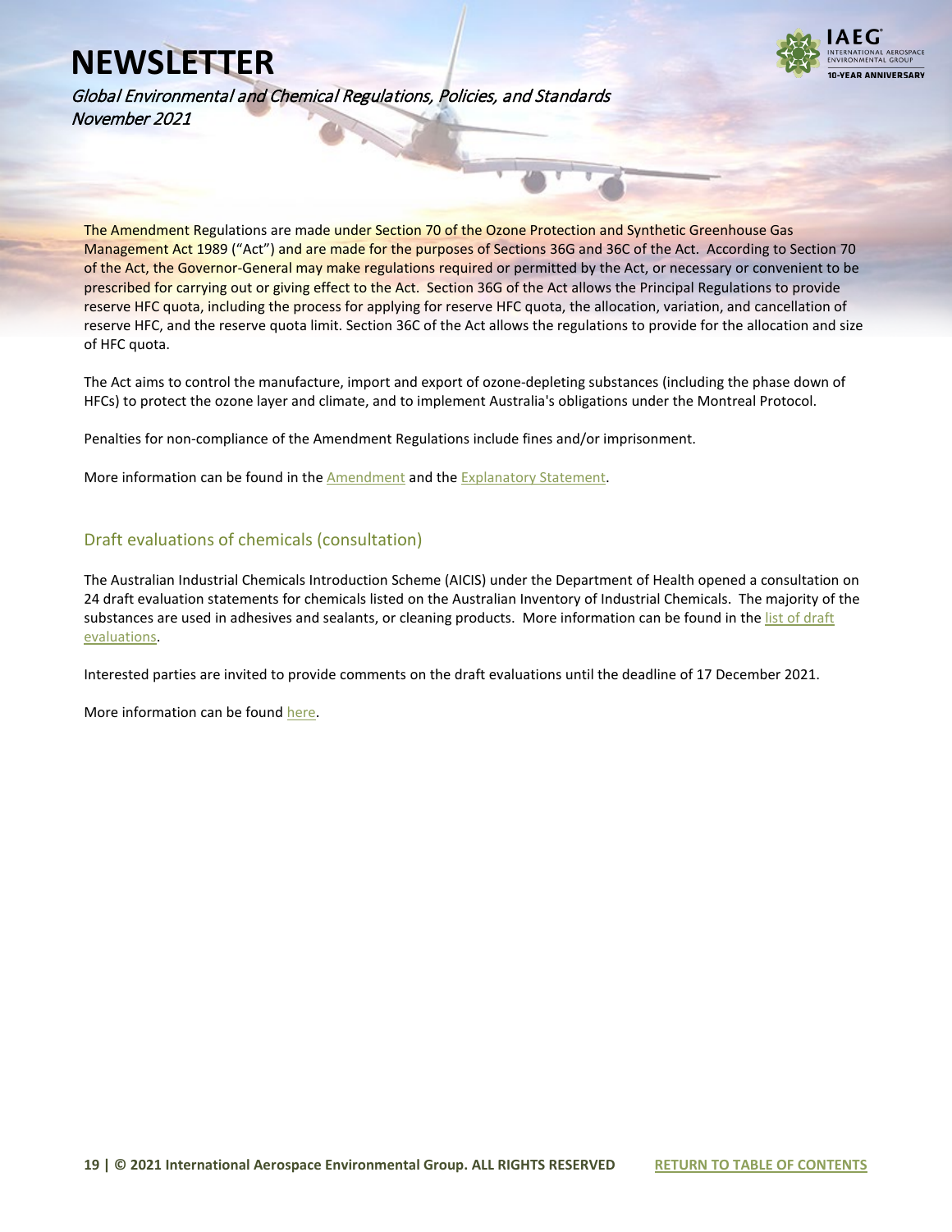The Amendment Regulations are made under Section 70 of the Ozone Protection and Synthetic Greenhouse Gas Management Act 1989 ("Act") and are made for the purposes of Sections 36G and 36C of the Act. According to Section 70 of the Act, the Governor-General may make regulations required or permitted by the Act, or necessary or convenient to be prescribed for carrying out or giving effect to the Act. Section 36G of the Act allows the Principal Regulations to provide reserve HFC quota, including the process for applying for reserve HFC quota, the allocation, variation, and cancellation of reserve HFC, and the reserve quota limit. Section 36C of the Act allows the regulations to provide for the allocation and size of HFC quota.

The Act aims to control the manufacture, import and export of ozone-depleting substances (including the phase down of HFCs) to protect the ozone layer and climate, and to implement Australia's obligations under the Montreal Protocol.

Penalties for non-compliance of the Amendment Regulations include fines and/or imprisonment.

More information can be found in the Amendment and the Explanatory Statement.

## Draft evaluations of chemicals (consultation)

The Australian Industrial Chemicals Introduction Scheme (AICIS) under the Department of Health opened a consultation on 24 draft evaluation statements for chemicals listed on the Australian Inventory of Industrial Chemicals. The majority of the substances are used in adhesives and sealants, or cleaning products. More information can be found in the list of draft evaluations.

Interested parties are invited to provide comments on the draft evaluations until the deadline of 17 December 2021.

More information can be found here.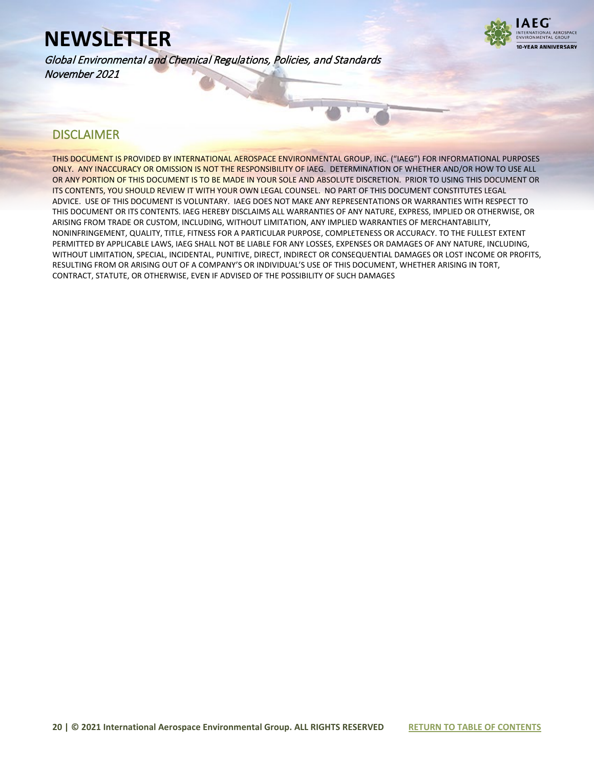# NEWSLETTER

*Global Environmental and Chemical Regulations, Policies, and Standards*
*November 2021*

## DISCLAIMER

THIS DOCUMENT IS PROVIDED BY INTERNATIONAL AEROSPACE ENVIRONMENTAL GROUP, INC. ("IAEG") FOR INFORMATIONAL PURPOSES ONLY. ANY INACCURACY OR OMISSION IS NOT THE RESPONSIBILITY OF IAEG. DETERMINATION OF WHETHER AND/OR HOW TO USE ALL OR ANY PORTION OF THIS DOCUMENT IS TO BE MADE IN YOUR SOLE AND ABSOLUTE DISCRETION. PRIOR TO USING THIS DOCUMENT OR ITS CONTENTS, YOU SHOULD REVIEW IT WITH YOUR OWN LEGAL COUNSEL. NO PART OF THIS DOCUMENT CONSTITUTES LEGAL ADVICE. USE OF THIS DOCUMENT IS VOLUNTARY. IAEG DOES NOT MAKE ANY REPRESENTATIONS OR WARRANTIES WITH RESPECT TO THIS DOCUMENT OR ITS CONTENTS. IAEG HEREBY DISCLAIMS ALL WARRANTIES OF ANY NATURE, EXPRESS, IMPLIED OR OTHERWISE, OR ARISING FROM TRADE OR CUSTOM, INCLUDING, WITHOUT LIMITATION, ANY IMPLIED WARRANTIES OF MERCHANTABILITY, NONINFRINGEMENT, QUALITY, TITLE, FITNESS FOR A PARTICULAR PURPOSE, COMPLETENESS OR ACCURACY. TO THE FULLEST EXTENT PERMITTED BY APPLICABLE LAWS, IAEG SHALL NOT BE LIABLE FOR ANY LOSSES, EXPENSES OR DAMAGES OF ANY NATURE, INCLUDING, WITHOUT LIMITATION, SPECIAL, INCIDENTAL, PUNITIVE, DIRECT, INDIRECT OR CONSEQUENTIAL DAMAGES OR LOST INCOME OR PROFITS, RESULTING FROM OR ARISING OUT OF A COMPANY'S OR INDIVIDUAL'S USE OF THIS DOCUMENT, WHETHER ARISING IN TORT, CONTRACT, STATUTE, OR OTHERWISE, EVEN IF ADVISED OF THE POSSIBILITY OF SUCH DAMAGES